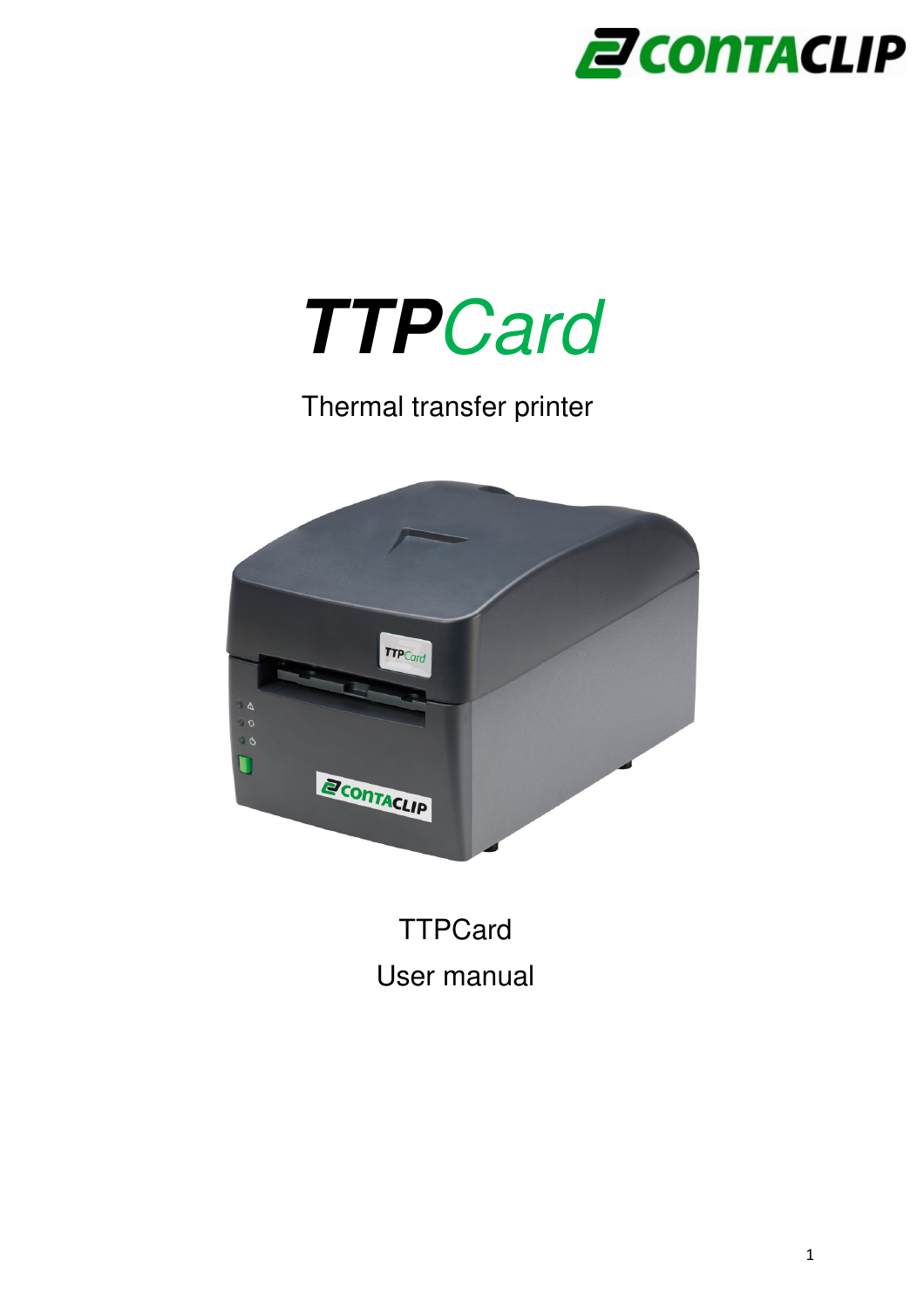# *TTPCard*

Thermal transfer printer

TTPCard

User manual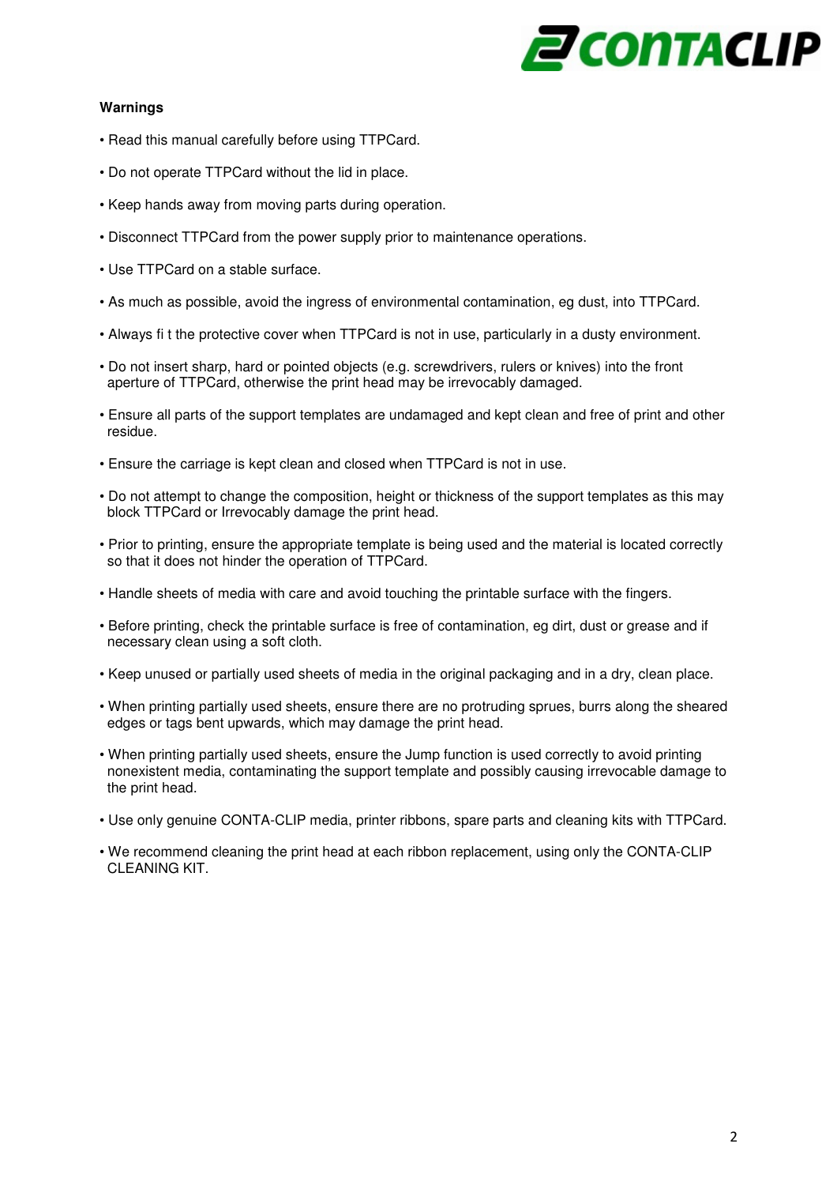**Warnings**

- Read this manual carefully before using TTPCard.
- Do not operate TTPCard without the lid in place.
- Keep hands away from moving parts during operation.
- Disconnect TTPCard from the power supply prior to maintenance operations.
- Use TTPCard on a stable surface.
- As much as possible, avoid the ingress of environmental contamination, eg dust, into TTPCard.
- Always fi t the protective cover when TTPCard is not in use, particularly in a dusty environment.
- Do not insert sharp, hard or pointed objects (e.g. screwdrivers, rulers or knives) into the front aperture of TTPCard, otherwise the print head may be irrevocably damaged.
- Ensure all parts of the support templates are undamaged and kept clean and free of print and other residue.
- Ensure the carriage is kept clean and closed when TTPCard is not in use.
- Do not attempt to change the composition, height or thickness of the support templates as this may block TTPCard or Irrevocably damage the print head.
- Prior to printing, ensure the appropriate template is being used and the material is located correctly so that it does not hinder the operation of TTPCard.
- Handle sheets of media with care and avoid touching the printable surface with the fingers.
- Before printing, check the printable surface is free of contamination, eg dirt, dust or grease and if necessary clean using a soft cloth.
- Keep unused or partially used sheets of media in the original packaging and in a dry, clean place.
- When printing partially used sheets, ensure there are no protruding sprues, burrs along the sheared edges or tags bent upwards, which may damage the print head.
- When printing partially used sheets, ensure the Jump function is used correctly to avoid printing nonexistent media, contaminating the support template and possibly causing irrevocable damage to the print head.
- Use only genuine CONTA-CLIP media, printer ribbons, spare parts and cleaning kits with TTPCard.
- We recommend cleaning the print head at each ribbon replacement, using only the CONTA-CLIP CLEANING KIT.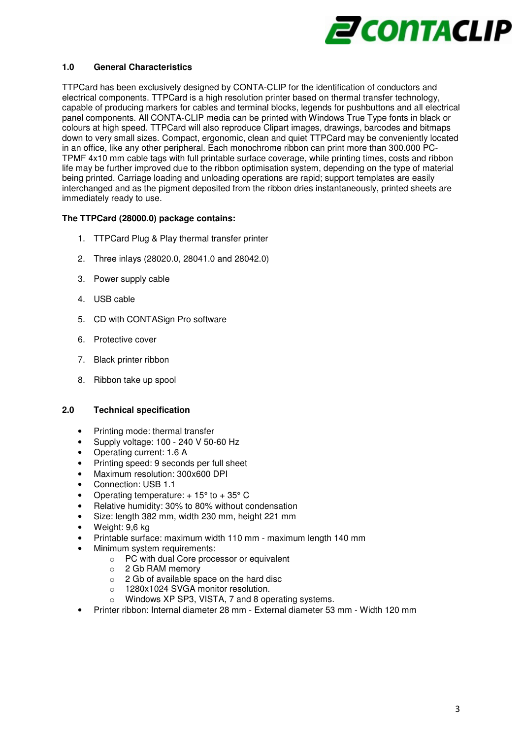## 1.0 General Characteristics

TTPCard has been exclusively designed by CONTA-CLIP for the identification of conductors and electrical components. TTPCard is a high resolution printer based on thermal transfer technology, capable of producing markers for cables and terminal blocks, legends for pushbuttons and all electrical panel components. All CONTA-CLIP media can be printed with Windows True Type fonts in black or colours at high speed. TTPCard will also reproduce Clipart images, drawings, barcodes and bitmaps down to very small sizes. Compact, ergonomic, clean and quiet TTPCard may be conveniently located in an office, like any other peripheral. Each monochrome ribbon can print more than 300.000 PC-TPMF 4x10 mm cable tags with full printable surface coverage, while printing times, costs and ribbon life may be further improved due to the ribbon optimisation system, depending on the type of material being printed. Carriage loading and unloading operations are rapid; support templates are easily interchanged and as the pigment deposited from the ribbon dries instantaneously, printed sheets are immediately ready to use.

**The TTPCard (28000.0) package contains:**

1. TTPCard Plug & Play thermal transfer printer
2. Three inlays (28020.0, 28041.0 and 28042.0)
3. Power supply cable
4. USB cable
5. CD with CONTASign Pro software
6. Protective cover
7. Black printer ribbon
8. Ribbon take up spool

## 2.0 Technical specification

- Printing mode: thermal transfer
- Supply voltage: 100 - 240 V 50-60 Hz
- Operating current: 1.6 A
- Printing speed: 9 seconds per full sheet
- Maximum resolution: 300x600 DPI
- Connection: USB 1.1
- Operating temperature: + 15° to + 35° C
- Relative humidity: 30% to 80% without condensation
- Size: length 382 mm, width 230 mm, height 221 mm
- Weight: 9,6 kg
- Printable surface: maximum width 110 mm - maximum length 140 mm
- Minimum system requirements:
  - PC with dual Core processor or equivalent
  - 2 Gb RAM memory
  - 2 Gb of available space on the hard disc
  - 1280x1024 SVGA monitor resolution.
  - Windows XP SP3, VISTA, 7 and 8 operating systems.
- Printer ribbon: Internal diameter 28 mm - External diameter 53 mm - Width 120 mm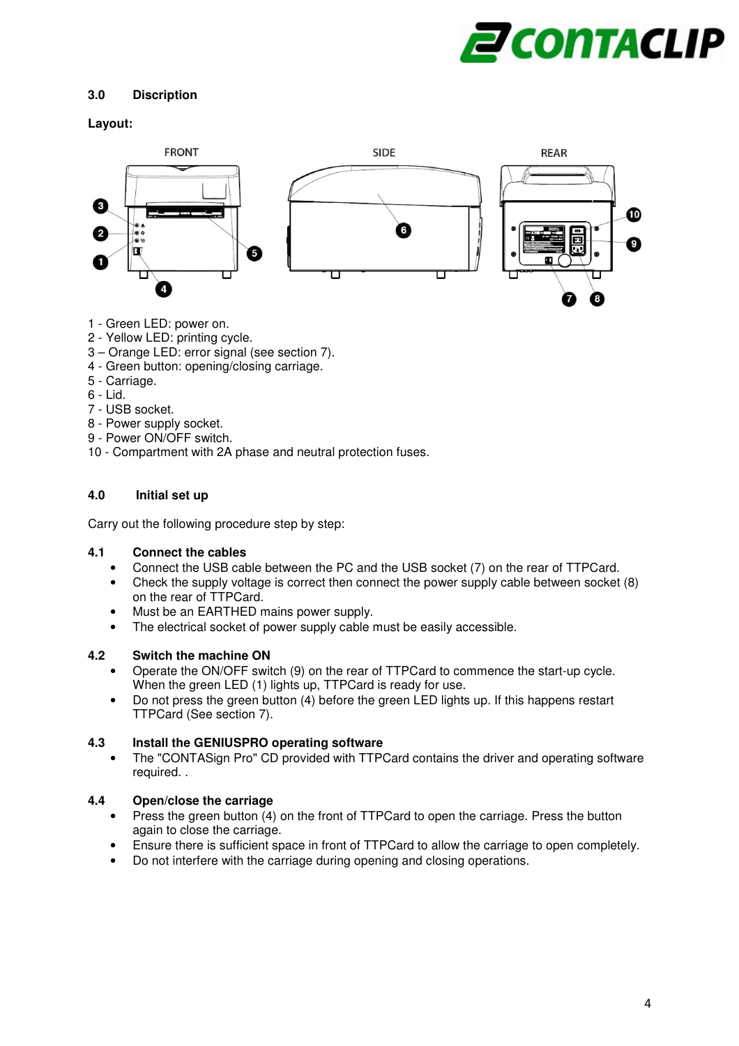## 3.0 Discription

**Layout:**

FRONT SIDE REAR

1 - Green LED: power on.
2 - Yellow LED: printing cycle.
3 – Orange LED: error signal (see section 7).
4 - Green button: opening/closing carriage.
5 - Carriage.
6 - Lid.
7 - USB socket.
8 - Power supply socket.
9 - Power ON/OFF switch.
10 - Compartment with 2A phase and neutral protection fuses.

## 4.0 Initial set up

Carry out the following procedure step by step:

### 4.1 Connect the cables

- Connect the USB cable between the PC and the USB socket (7) on the rear of TTPCard.
- Check the supply voltage is correct then connect the power supply cable between socket (8) on the rear of TTPCard.
- Must be an EARTHED mains power supply.
- The electrical socket of power supply cable must be easily accessible.

### 4.2 Switch the machine ON

- Operate the ON/OFF switch (9) on the rear of TTPCard to commence the start-up cycle. When the green LED (1) lights up, TTPCard is ready for use.
- Do not press the green button (4) before the green LED lights up. If this happens restart TTPCard (See section 7).

### 4.3 Install the GENIUSPRO operating software

- The "CONTASign Pro" CD provided with TTPCard contains the driver and operating software required. .

### 4.4 Open/close the carriage

- Press the green button (4) on the front of TTPCard to open the carriage. Press the button again to close the carriage.
- Ensure there is sufficient space in front of TTPCard to allow the carriage to open completely.
- Do not interfere with the carriage during opening and closing operations.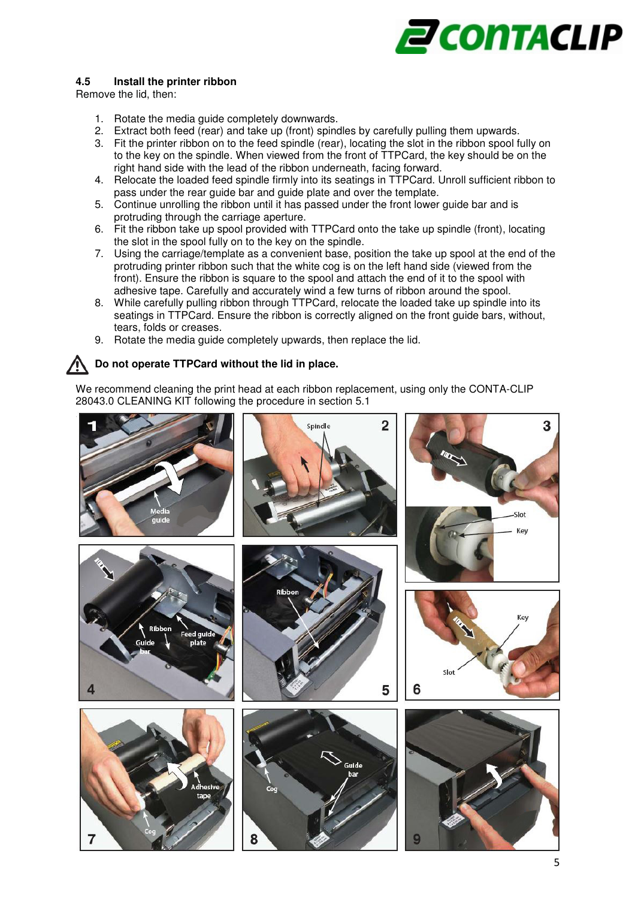## 4.5 Install the printer ribbon

Remove the lid, then:

1. Rotate the media guide completely downwards.
2. Extract both feed (rear) and take up (front) spindles by carefully pulling them upwards.
3. Fit the printer ribbon on to the feed spindle (rear), locating the slot in the ribbon spool fully on to the key on the spindle. When viewed from the front of TTPCard, the key should be on the right hand side with the lead of the ribbon underneath, facing forward.
4. Relocate the loaded feed spindle firmly into its seatings in TTPCard. Unroll sufficient ribbon to pass under the rear guide bar and guide plate and over the template.
5. Continue unrolling the ribbon until it has passed under the front lower guide bar and is protruding through the carriage aperture.
6. Fit the ribbon take up spool provided with TTPCard onto the take up spindle (front), locating the slot in the spool fully on to the key on the spindle.
7. Using the carriage/template as a convenient base, position the take up spool at the end of the protruding printer ribbon such that the white cog is on the left hand side (viewed from the front). Ensure the ribbon is square to the spool and attach the end of it to the spool with adhesive tape. Carefully and accurately wind a few turns of ribbon around the spool.
8. While carefully pulling ribbon through TTPCard, relocate the loaded take up spindle into its seatings in TTPCard. Ensure the ribbon is correctly aligned on the front guide bars, without, tears, folds or creases.
9. Rotate the media guide completely upwards, then replace the lid.

⚠ **Do not operate TTPCard without the lid in place.**

We recommend cleaning the print head at each ribbon replacement, using only the CONTA-CLIP 28043.0 CLEANING KIT following the procedure in section 5.1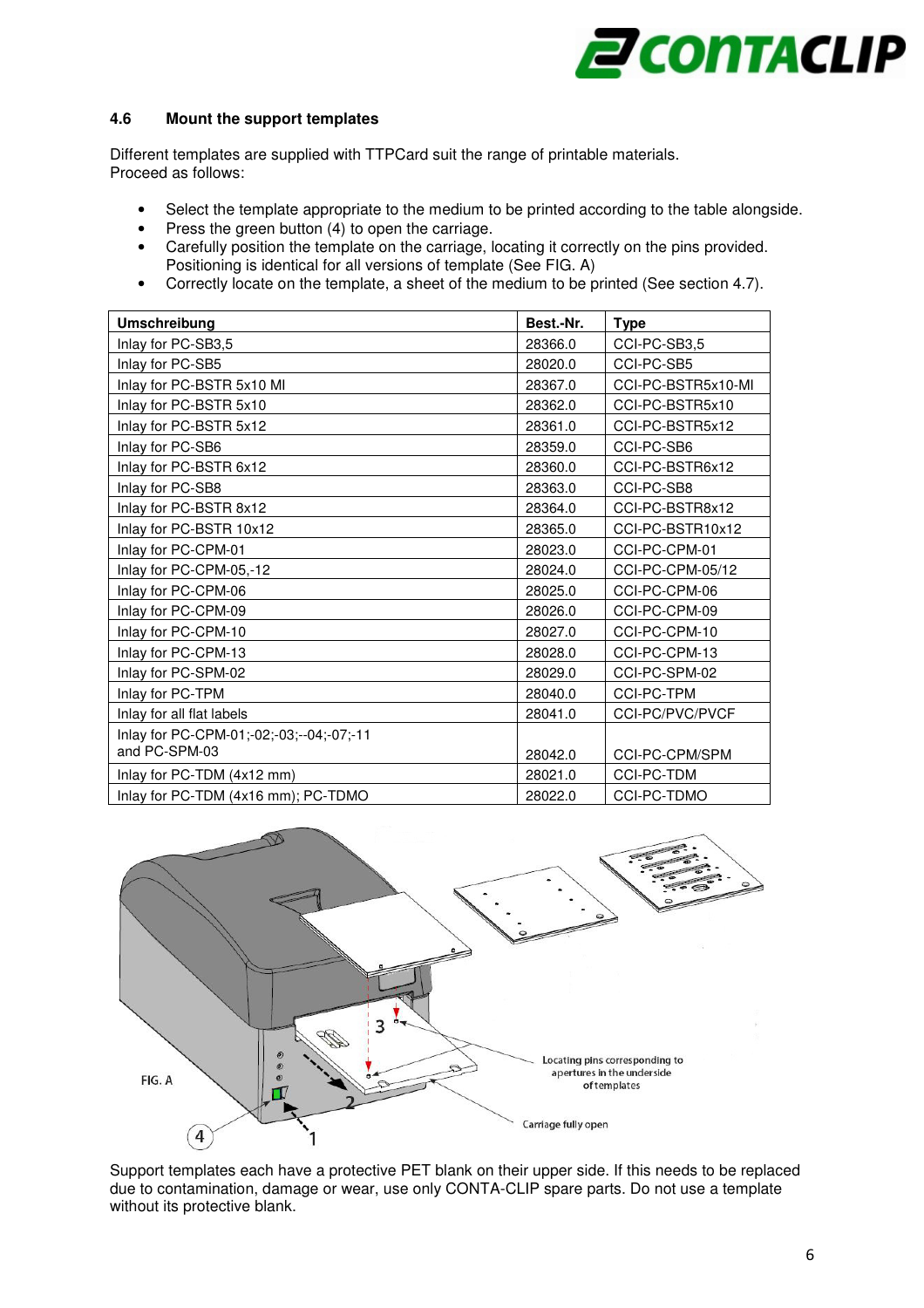## 4.6 Mount the support templates

Different templates are supplied with TTPCard suit the range of printable materials.
Proceed as follows:

- Select the template appropriate to the medium to be printed according to the table alongside.
- Press the green button (4) to open the carriage.
- Carefully position the template on the carriage, locating it correctly on the pins provided. Positioning is identical for all versions of template (See FIG. A)
- Correctly locate on the template, a sheet of the medium to be printed (See section 4.7).

| Umschreibung | Best.-Nr. | Type |
|---|---|---|
| Inlay for PC-SB3,5 | 28366.0 | CCI-PC-SB3,5 |
| Inlay for PC-SB5 | 28020.0 | CCI-PC-SB5 |
| Inlay for PC-BSTR 5x10 MI | 28367.0 | CCI-PC-BSTR5x10-MI |
| Inlay for PC-BSTR 5x10 | 28362.0 | CCI-PC-BSTR5x10 |
| Inlay for PC-BSTR 5x12 | 28361.0 | CCI-PC-BSTR5x12 |
| Inlay for PC-SB6 | 28359.0 | CCI-PC-SB6 |
| Inlay for PC-BSTR 6x12 | 28360.0 | CCI-PC-BSTR6x12 |
| Inlay for PC-SB8 | 28363.0 | CCI-PC-SB8 |
| Inlay for PC-BSTR 8x12 | 28364.0 | CCI-PC-BSTR8x12 |
| Inlay for PC-BSTR 10x12 | 28365.0 | CCI-PC-BSTR10x12 |
| Inlay for PC-CPM-01 | 28023.0 | CCI-PC-CPM-01 |
| Inlay for PC-CPM-05,-12 | 28024.0 | CCI-PC-CPM-05/12 |
| Inlay for PC-CPM-06 | 28025.0 | CCI-PC-CPM-06 |
| Inlay for PC-CPM-09 | 28026.0 | CCI-PC-CPM-09 |
| Inlay for PC-CPM-10 | 28027.0 | CCI-PC-CPM-10 |
| Inlay for PC-CPM-13 | 28028.0 | CCI-PC-CPM-13 |
| Inlay for PC-SPM-02 | 28029.0 | CCI-PC-SPM-02 |
| Inlay for PC-TPM | 28040.0 | CCI-PC-TPM |
| Inlay for all flat labels | 28041.0 | CCI-PC/PVC/PVCF |
| Inlay for PC-CPM-01;-02;-03;--04;-07;-11 and PC-SPM-03 | 28042.0 | CCI-PC-CPM/SPM |
| Inlay for PC-TDM (4x12 mm) | 28021.0 | CCI-PC-TDM |
| Inlay for PC-TDM (4x16 mm); PC-TDMO | 28022.0 | CCI-PC-TDMO |

FIG. A

Locating pins corresponding to apertures in the underside of templates

Carriage fully open

Support templates each have a protective PET blank on their upper side. If this needs to be replaced due to contamination, damage or wear, use only CONTA-CLIP spare parts. Do not use a template without its protective blank.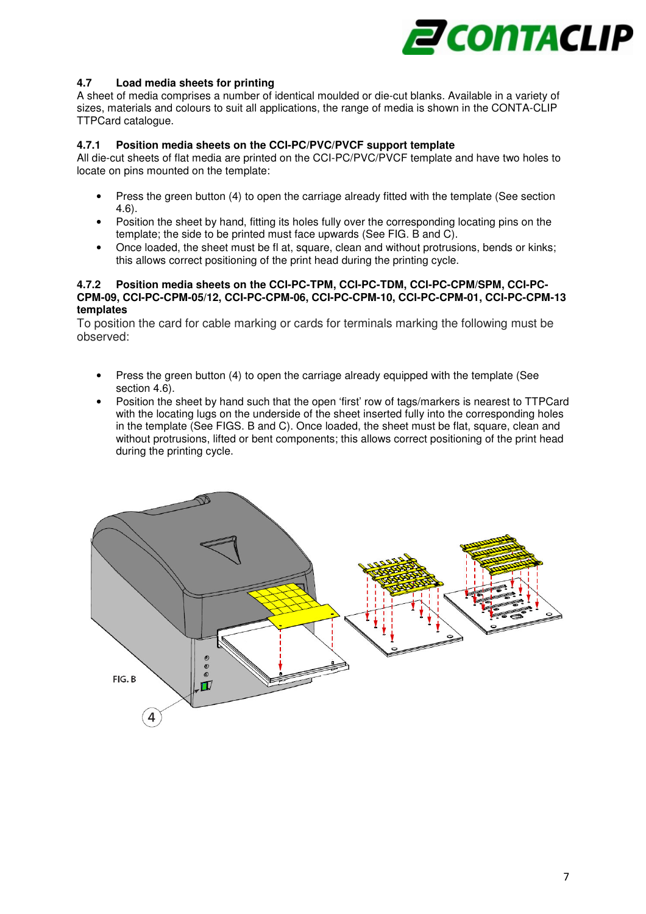## 4.7 Load media sheets for printing

A sheet of media comprises a number of identical moulded or die-cut blanks. Available in a variety of sizes, materials and colours to suit all applications, the range of media is shown in the CONTA-CLIP TTPCard catalogue.

### 4.7.1 Position media sheets on the CCI-PC/PVC/PVCF support template

All die-cut sheets of flat media are printed on the CCI-PC/PVC/PVCF template and have two holes to locate on pins mounted on the template:

- Press the green button (4) to open the carriage already fitted with the template (See section 4.6).
- Position the sheet by hand, fitting its holes fully over the corresponding locating pins on the template; the side to be printed must face upwards (See FIG. B and C).
- Once loaded, the sheet must be fl at, square, clean and without protrusions, bends or kinks; this allows correct positioning of the print head during the printing cycle.

### 4.7.2 Position media sheets on the CCI-PC-TPM, CCI-PC-TDM, CCI-PC-CPM/SPM, CCI-PC-CPM-09, CCI-PC-CPM-05/12, CCI-PC-CPM-06, CCI-PC-CPM-10, CCI-PC-CPM-01, CCI-PC-CPM-13 templates

To position the card for cable marking or cards for terminals marking the following must be observed:

- Press the green button (4) to open the carriage already equipped with the template (See section 4.6).
- Position the sheet by hand such that the open 'first' row of tags/markers is nearest to TTPCard with the locating lugs on the underside of the sheet inserted fully into the corresponding holes in the template (See FIGS. B and C). Once loaded, the sheet must be flat, square, clean and without protrusions, lifted or bent components; this allows correct positioning of the print head during the printing cycle.

FIG. B

4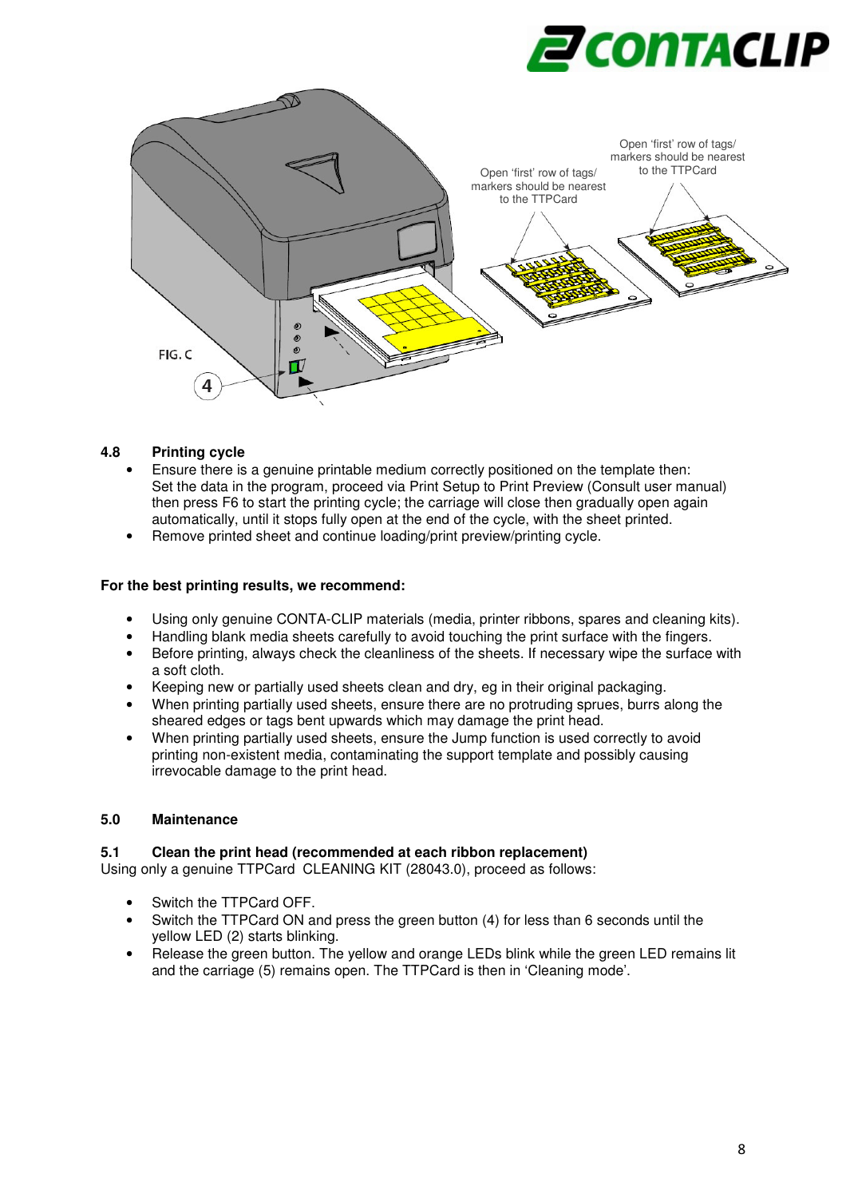Open 'first' row of tags/ markers should be nearest to the TTPCard

Open 'first' row of tags/ markers should be nearest to the TTPCard

FIG. C

4

## 4.8 Printing cycle

- Ensure there is a genuine printable medium correctly positioned on the template then: Set the data in the program, proceed via Print Setup to Print Preview (Consult user manual) then press F6 to start the printing cycle; the carriage will close then gradually open again automatically, until it stops fully open at the end of the cycle, with the sheet printed.
- Remove printed sheet and continue loading/print preview/printing cycle.

**For the best printing results, we recommend:**

- Using only genuine CONTA-CLIP materials (media, printer ribbons, spares and cleaning kits).
- Handling blank media sheets carefully to avoid touching the print surface with the fingers.
- Before printing, always check the cleanliness of the sheets. If necessary wipe the surface with a soft cloth.
- Keeping new or partially used sheets clean and dry, eg in their original packaging.
- When printing partially used sheets, ensure there are no protruding sprues, burrs along the sheared edges or tags bent upwards which may damage the print head.
- When printing partially used sheets, ensure the Jump function is used correctly to avoid printing non-existent media, contaminating the support template and possibly causing irrevocable damage to the print head.

# 5.0 Maintenance

## 5.1 Clean the print head (recommended at each ribbon replacement)

Using only a genuine TTPCard CLEANING KIT (28043.0), proceed as follows:

- Switch the TTPCard OFF.
- Switch the TTPCard ON and press the green button (4) for less than 6 seconds until the yellow LED (2) starts blinking.
- Release the green button. The yellow and orange LEDs blink while the green LED remains lit and the carriage (5) remains open. The TTPCard is then in 'Cleaning mode'.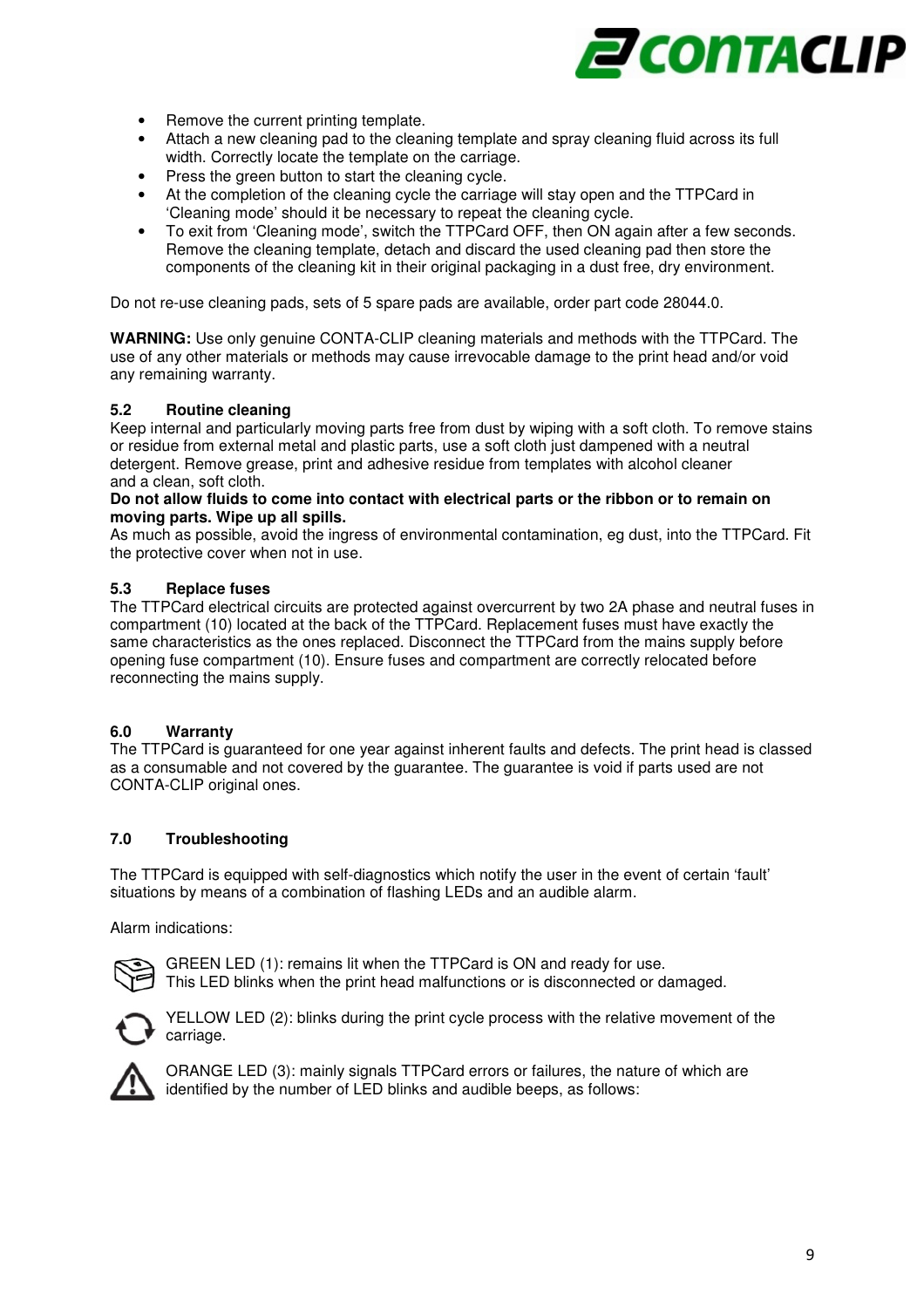- Remove the current printing template.
- Attach a new cleaning pad to the cleaning template and spray cleaning fluid across its full width. Correctly locate the template on the carriage.
- Press the green button to start the cleaning cycle.
- At the completion of the cleaning cycle the carriage will stay open and the TTPCard in 'Cleaning mode' should it be necessary to repeat the cleaning cycle.
- To exit from 'Cleaning mode', switch the TTPCard OFF, then ON again after a few seconds. Remove the cleaning template, detach and discard the used cleaning pad then store the components of the cleaning kit in their original packaging in a dust free, dry environment.

Do not re-use cleaning pads, sets of 5 spare pads are available, order part code 28044.0.

**WARNING:** Use only genuine CONTA-CLIP cleaning materials and methods with the TTPCard. The use of any other materials or methods may cause irrevocable damage to the print head and/or void any remaining warranty.

### 5.2 Routine cleaning

Keep internal and particularly moving parts free from dust by wiping with a soft cloth. To remove stains or residue from external metal and plastic parts, use a soft cloth just dampened with a neutral detergent. Remove grease, print and adhesive residue from templates with alcohol cleaner and a clean, soft cloth.

**Do not allow fluids to come into contact with electrical parts or the ribbon or to remain on moving parts. Wipe up all spills.**

As much as possible, avoid the ingress of environmental contamination, eg dust, into the TTPCard. Fit the protective cover when not in use.

### 5.3 Replace fuses

The TTPCard electrical circuits are protected against overcurrent by two 2A phase and neutral fuses in compartment (10) located at the back of the TTPCard. Replacement fuses must have exactly the same characteristics as the ones replaced. Disconnect the TTPCard from the mains supply before opening fuse compartment (10). Ensure fuses and compartment are correctly relocated before reconnecting the mains supply.

## 6.0 Warranty

The TTPCard is guaranteed for one year against inherent faults and defects. The print head is classed as a consumable and not covered by the guarantee. The guarantee is void if parts used are not CONTA-CLIP original ones.

## 7.0 Troubleshooting

The TTPCard is equipped with self-diagnostics which notify the user in the event of certain 'fault' situations by means of a combination of flashing LEDs and an audible alarm.

Alarm indications:

GREEN LED (1): remains lit when the TTPCard is ON and ready for use.
This LED blinks when the print head malfunctions or is disconnected or damaged.

YELLOW LED (2): blinks during the print cycle process with the relative movement of the carriage.

ORANGE LED (3): mainly signals TTPCard errors or failures, the nature of which are identified by the number of LED blinks and audible beeps, as follows: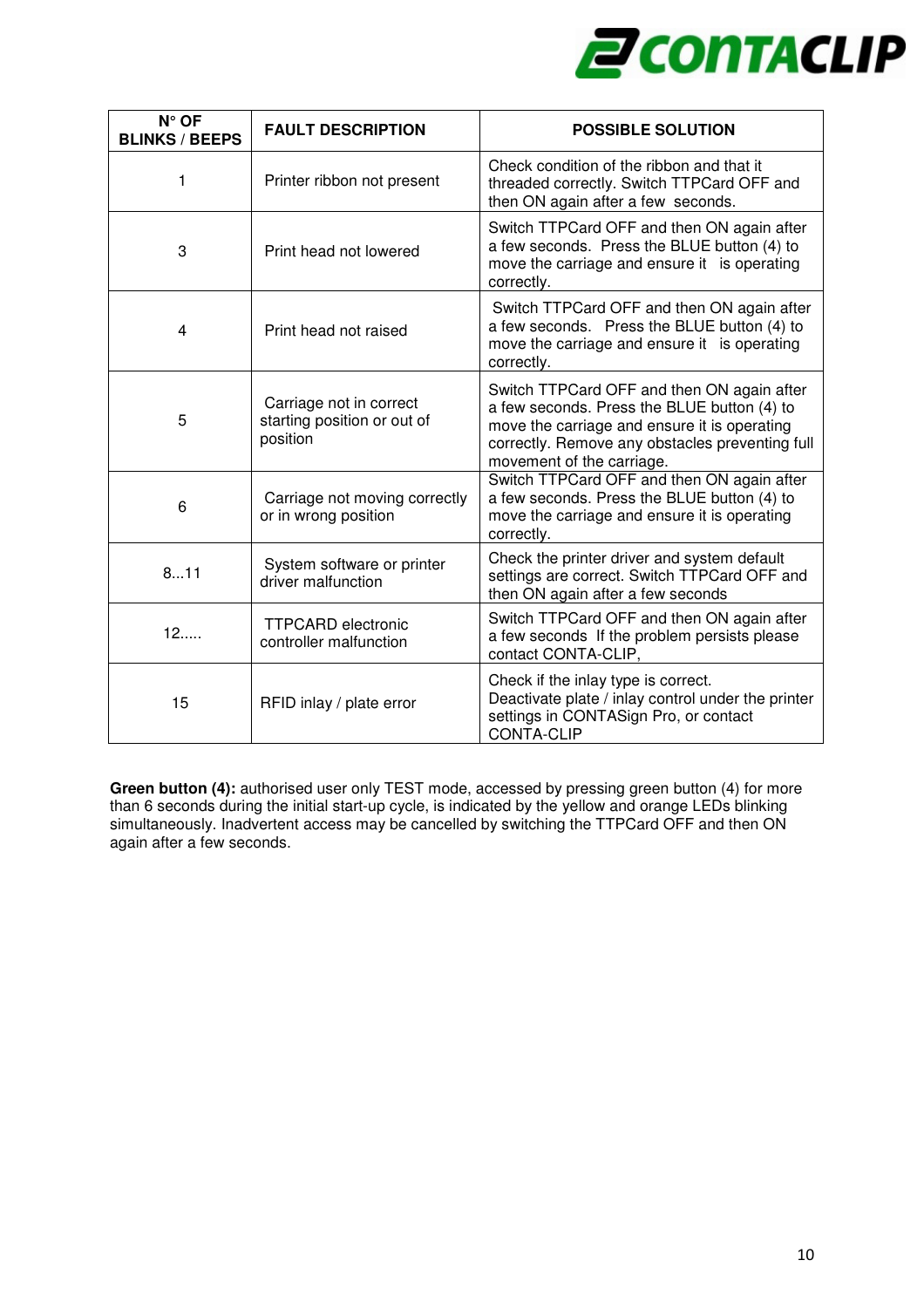| N° OF BLINKS / BEEPS | FAULT DESCRIPTION | POSSIBLE SOLUTION |
|---|---|---|
| 1 | Printer ribbon not present | Check condition of the ribbon and that it threaded correctly. Switch TTPCard OFF and then ON again after a few seconds. |
| 3 | Print head not lowered | Switch TTPCard OFF and then ON again after a few seconds. Press the BLUE button (4) to move the carriage and ensure it is operating correctly. |
| 4 | Print head not raised | Switch TTPCard OFF and then ON again after a few seconds. Press the BLUE button (4) to move the carriage and ensure it is operating correctly. |
| 5 | Carriage not in correct starting position or out of position | Switch TTPCard OFF and then ON again after a few seconds. Press the BLUE button (4) to move the carriage and ensure it is operating correctly. Remove any obstacles preventing full movement of the carriage. |
| 6 | Carriage not moving correctly or in wrong position | Switch TTPCard OFF and then ON again after a few seconds. Press the BLUE button (4) to move the carriage and ensure it is operating correctly. |
| 8...11 | System software or printer driver malfunction | Check the printer driver and system default settings are correct. Switch TTPCard OFF and then ON again after a few seconds |
| 12..... | TTPCARD electronic controller malfunction | Switch TTPCard OFF and then ON again after a few seconds If the problem persists please contact CONTA-CLIP, |
| 15 | RFID inlay / plate error | Check if the inlay type is correct. Deactivate plate / inlay control under the printer settings in CONTASign Pro, or contact CONTA-CLIP |

**Green button (4):** authorised user only TEST mode, accessed by pressing green button (4) for more than 6 seconds during the initial start-up cycle, is indicated by the yellow and orange LEDs blinking simultaneously. Inadvertent access may be cancelled by switching the TTPCard OFF and then ON again after a few seconds.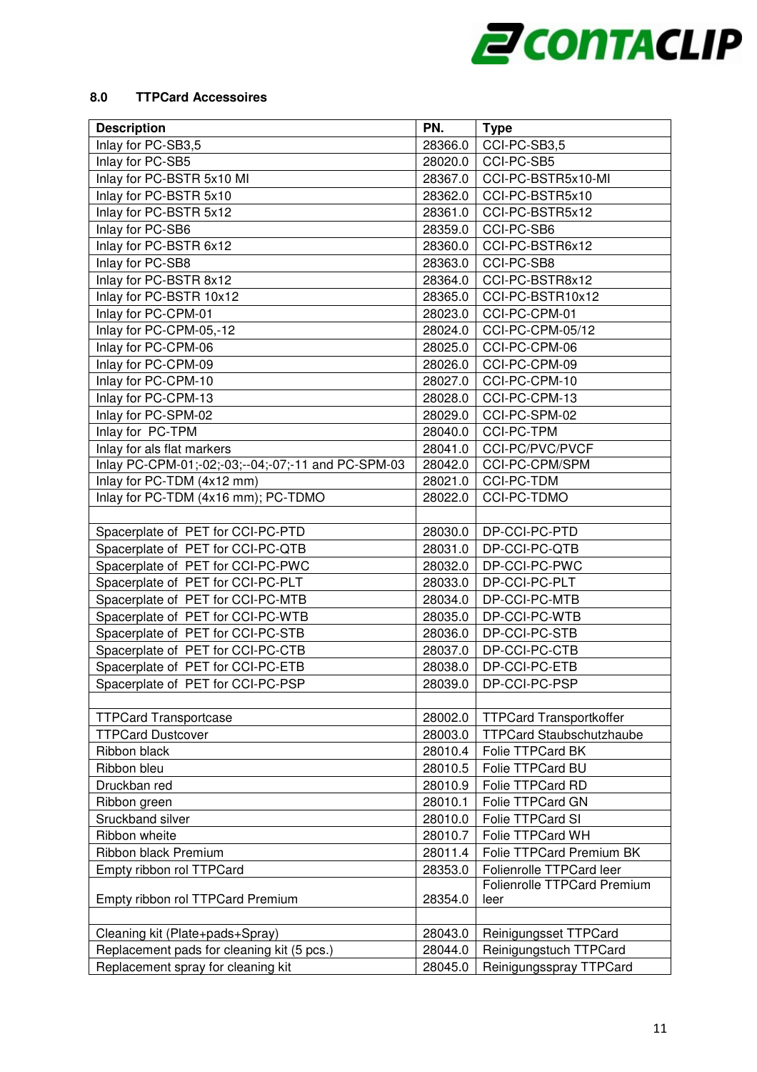## 8.0 TTPCard Accessoires

| Description | PN. | Type |
|---|---|---|
| Inlay for PC-SB3,5 | 28366.0 | CCI-PC-SB3,5 |
| Inlay for PC-SB5 | 28020.0 | CCI-PC-SB5 |
| Inlay for PC-BSTR 5x10 MI | 28367.0 | CCI-PC-BSTR5x10-MI |
| Inlay for PC-BSTR 5x10 | 28362.0 | CCI-PC-BSTR5x10 |
| Inlay for PC-BSTR 5x12 | 28361.0 | CCI-PC-BSTR5x12 |
| Inlay for PC-SB6 | 28359.0 | CCI-PC-SB6 |
| Inlay for PC-BSTR 6x12 | 28360.0 | CCI-PC-BSTR6x12 |
| Inlay for PC-SB8 | 28363.0 | CCI-PC-SB8 |
| Inlay for PC-BSTR 8x12 | 28364.0 | CCI-PC-BSTR8x12 |
| Inlay for PC-BSTR 10x12 | 28365.0 | CCI-PC-BSTR10x12 |
| Inlay for PC-CPM-01 | 28023.0 | CCI-PC-CPM-01 |
| Inlay for PC-CPM-05,-12 | 28024.0 | CCI-PC-CPM-05/12 |
| Inlay for PC-CPM-06 | 28025.0 | CCI-PC-CPM-06 |
| Inlay for PC-CPM-09 | 28026.0 | CCI-PC-CPM-09 |
| Inlay for PC-CPM-10 | 28027.0 | CCI-PC-CPM-10 |
| Inlay for PC-CPM-13 | 28028.0 | CCI-PC-CPM-13 |
| Inlay for PC-SPM-02 | 28029.0 | CCI-PC-SPM-02 |
| Inlay for PC-TPM | 28040.0 | CCI-PC-TPM |
| Inlay for als flat markers | 28041.0 | CCI-PC/PVC/PVCF |
| Inlay PC-CPM-01;-02;-03;--04;-07;-11 and PC-SPM-03 | 28042.0 | CCI-PC-CPM/SPM |
| Inlay for PC-TDM (4x12 mm) | 28021.0 | CCI-PC-TDM |
| Inlay for PC-TDM (4x16 mm); PC-TDMO | 28022.0 | CCI-PC-TDMO |
| | | |
| Spacerplate of PET for CCI-PC-PTD | 28030.0 | DP-CCI-PC-PTD |
| Spacerplate of PET for CCI-PC-QTB | 28031.0 | DP-CCI-PC-QTB |
| Spacerplate of PET for CCI-PC-PWC | 28032.0 | DP-CCI-PC-PWC |
| Spacerplate of PET for CCI-PC-PLT | 28033.0 | DP-CCI-PC-PLT |
| Spacerplate of PET for CCI-PC-MTB | 28034.0 | DP-CCI-PC-MTB |
| Spacerplate of PET for CCI-PC-WTB | 28035.0 | DP-CCI-PC-WTB |
| Spacerplate of PET for CCI-PC-STB | 28036.0 | DP-CCI-PC-STB |
| Spacerplate of PET for CCI-PC-CTB | 28037.0 | DP-CCI-PC-CTB |
| Spacerplate of PET for CCI-PC-ETB | 28038.0 | DP-CCI-PC-ETB |
| Spacerplate of PET for CCI-PC-PSP | 28039.0 | DP-CCI-PC-PSP |
| | | |
| TTPCard Transportcase | 28002.0 | TTPCard Transportkoffer |
| TTPCard Dustcover | 28003.0 | TTPCard Staubschutzhaube |
| Ribbon black | 28010.4 | Folie TTPCard BK |
| Ribbon bleu | 28010.5 | Folie TTPCard BU |
| Druckban red | 28010.9 | Folie TTPCard RD |
| Ribbon green | 28010.1 | Folie TTPCard GN |
| Sruckband silver | 28010.0 | Folie TTPCard SI |
| Ribbon wheite | 28010.7 | Folie TTPCard WH |
| Ribbon black Premium | 28011.4 | Folie TTPCard Premium BK |
| Empty ribbon rol TTPCard | 28353.0 | Folienrolle TTPCard leer |
| Empty ribbon rol TTPCard Premium | 28354.0 | Folienrolle TTPCard Premium leer |
| | | |
| Cleaning kit (Plate+pads+Spray) | 28043.0 | Reinigungsset TTPCard |
| Replacement pads for cleaning kit (5 pcs.) | 28044.0 | Reinigungstuch TTPCard |
| Replacement spray for cleaning kit | 28045.0 | Reinigungsspray TTPCard |